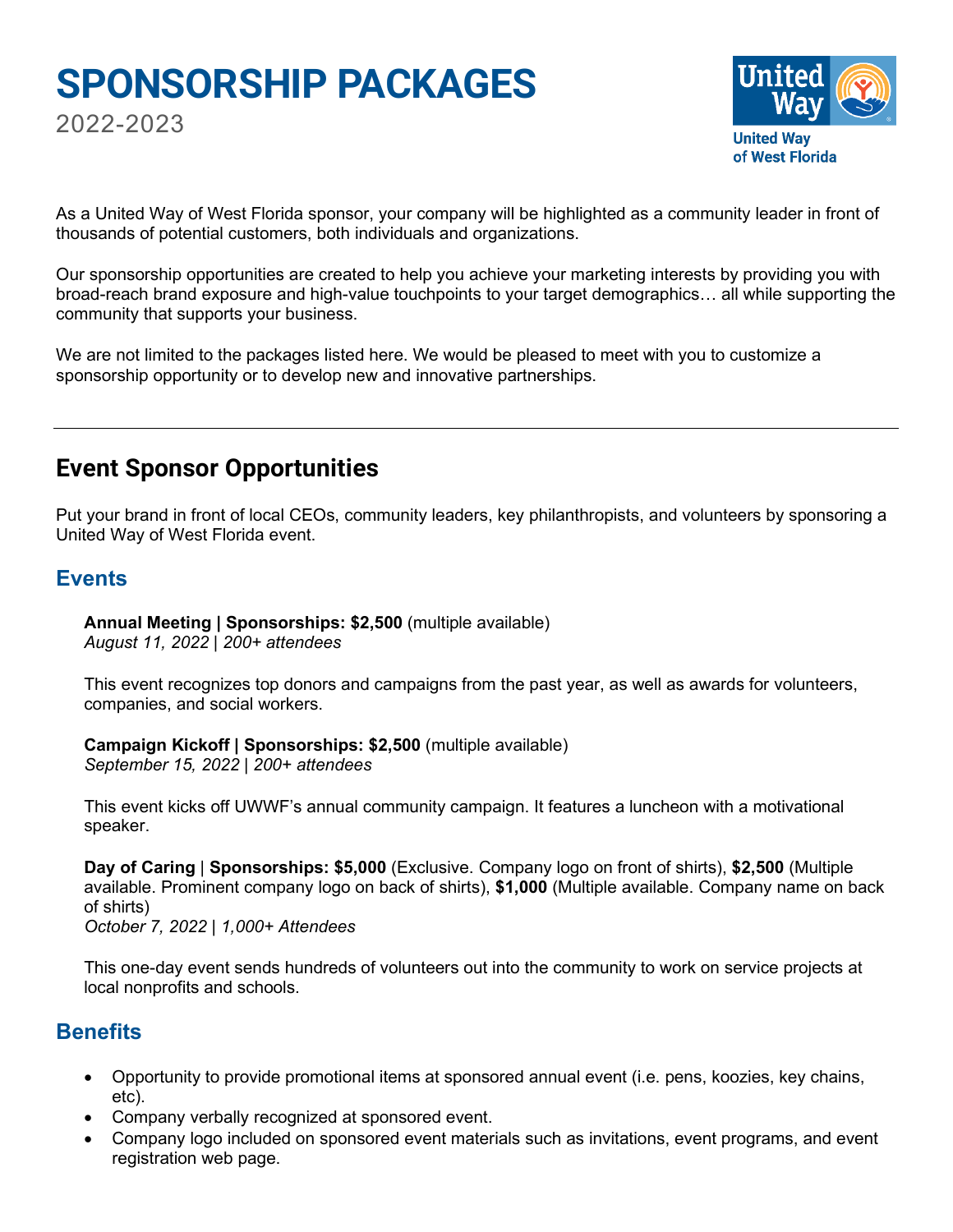# SPONSORSHIP PACKAGES

2022-2023

United Way of West Florida

As a United Way of West Florida sponsor, your company will be highlighted as a community leader in front of thousands of potential customers, both individuals and organizations.

Our sponsorship opportunities are created to help you achieve your marketing interests by providing you with broad-reach brand exposure and high-value touchpoints to your target demographics… all while supporting the community that supports your business.

We are not limited to the packages listed here. We would be pleased to meet with you to customize a sponsorship opportunity or to develop new and innovative partnerships.

---

## Event Sponsor Opportunities

Put your brand in front of local CEOs, community leaders, key philanthropists, and volunteers by sponsoring a United Way of West Florida event.

### Events

**Annual Meeting | Sponsorships: $2,500** (multiple available)
*August 11, 2022 | 200+ attendees*

This event recognizes top donors and campaigns from the past year, as well as awards for volunteers, companies, and social workers.

**Campaign Kickoff | Sponsorships: $2,500** (multiple available)
*September 15, 2022 | 200+ attendees*

This event kicks off UWWF's annual community campaign. It features a luncheon with a motivational speaker.

**Day of Caring** | **Sponsorships: $5,000** (Exclusive. Company logo on front of shirts), **$2,500** (Multiple available. Prominent company logo on back of shirts), **$1,000** (Multiple available. Company name on back of shirts)
*October 7, 2022 | 1,000+ Attendees*

This one-day event sends hundreds of volunteers out into the community to work on service projects at local nonprofits and schools.

### Benefits

- Opportunity to provide promotional items at sponsored annual event (i.e. pens, koozies, key chains, etc).
- Company verbally recognized at sponsored event.
- Company logo included on sponsored event materials such as invitations, event programs, and event registration web page.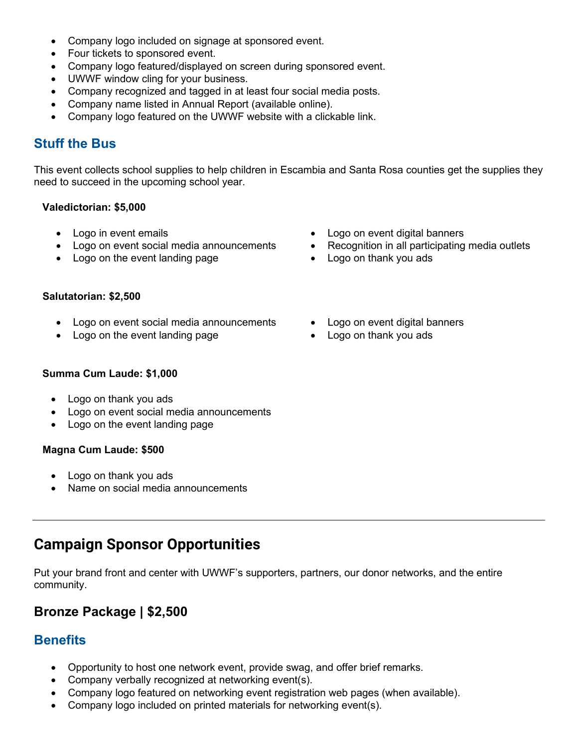- Company logo included on signage at sponsored event.
- Four tickets to sponsored event.
- Company logo featured/displayed on screen during sponsored event.
- UWWF window cling for your business.
- Company recognized and tagged in at least four social media posts.
- Company name listed in Annual Report (available online).
- Company logo featured on the UWWF website with a clickable link.

### Stuff the Bus

This event collects school supplies to help children in Escambia and Santa Rosa counties get the supplies they need to succeed in the upcoming school year.

**Valedictorian: $5,000**

- Logo in event emails
- Logo on event social media announcements
- Logo on the event landing page
- Logo on event digital banners
- Recognition in all participating media outlets
- Logo on thank you ads

**Salutatorian: $2,500**

- Logo on event social media announcements
- Logo on the event landing page
- Logo on event digital banners
- Logo on thank you ads

**Summa Cum Laude: $1,000**

- Logo on thank you ads
- Logo on event social media announcements
- Logo on the event landing page

**Magna Cum Laude: $500**

- Logo on thank you ads
- Name on social media announcements

---

## Campaign Sponsor Opportunities

Put your brand front and center with UWWF's supporters, partners, our donor networks, and the entire community.

## Bronze Package | $2,500

### Benefits

- Opportunity to host one network event, provide swag, and offer brief remarks.
- Company verbally recognized at networking event(s).
- Company logo featured on networking event registration web pages (when available).
- Company logo included on printed materials for networking event(s).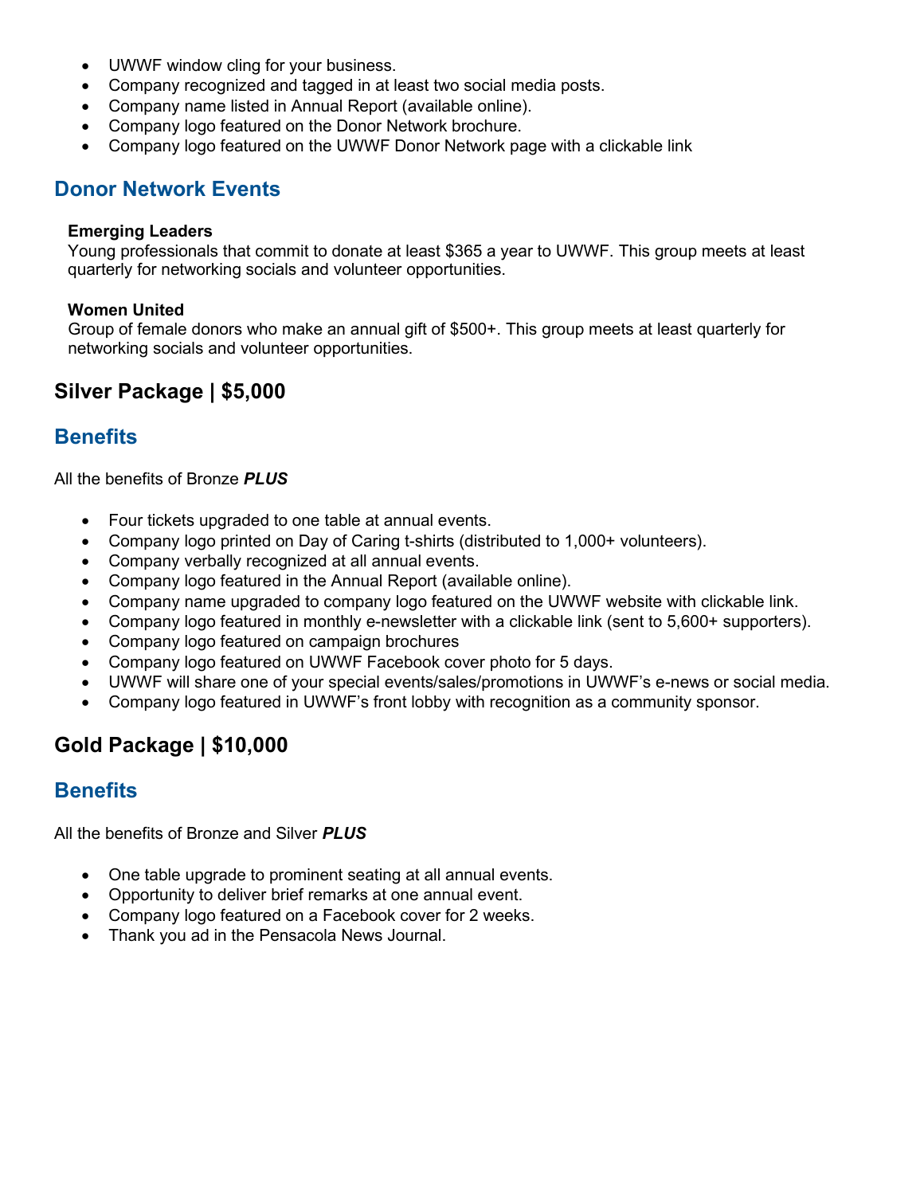- UWWF window cling for your business.
- Company recognized and tagged in at least two social media posts.
- Company name listed in Annual Report (available online).
- Company logo featured on the Donor Network brochure.
- Company logo featured on the UWWF Donor Network page with a clickable link

## Donor Network Events

**Emerging Leaders**
Young professionals that commit to donate at least $365 a year to UWWF. This group meets at least quarterly for networking socials and volunteer opportunities.

**Women United**
Group of female donors who make an annual gift of $500+. This group meets at least quarterly for networking socials and volunteer opportunities.

## Silver Package | $5,000

## Benefits

All the benefits of Bronze ***PLUS***

- Four tickets upgraded to one table at annual events.
- Company logo printed on Day of Caring t-shirts (distributed to 1,000+ volunteers).
- Company verbally recognized at all annual events.
- Company logo featured in the Annual Report (available online).
- Company name upgraded to company logo featured on the UWWF website with clickable link.
- Company logo featured in monthly e-newsletter with a clickable link (sent to 5,600+ supporters).
- Company logo featured on campaign brochures
- Company logo featured on UWWF Facebook cover photo for 5 days.
- UWWF will share one of your special events/sales/promotions in UWWF's e-news or social media.
- Company logo featured in UWWF's front lobby with recognition as a community sponsor.

## Gold Package | $10,000

## Benefits

All the benefits of Bronze and Silver ***PLUS***

- One table upgrade to prominent seating at all annual events.
- Opportunity to deliver brief remarks at one annual event.
- Company logo featured on a Facebook cover for 2 weeks.
- Thank you ad in the Pensacola News Journal.